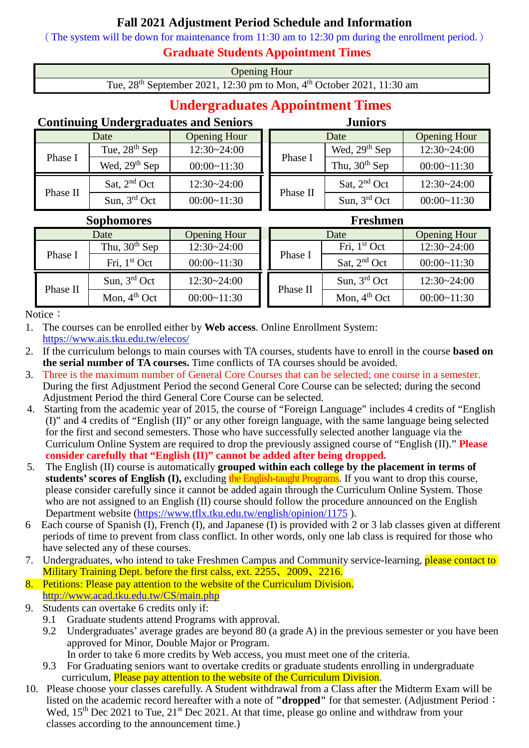# Fall 2021 Adjustment Period Schedule and Information

（The system will be down for maintenance from 11:30 am to 12:30 pm during the enrollment period.）

## Graduate Students Appointment Times

| Opening Hour |
|---|
| Tue, 28th September 2021, 12:30 pm to Mon, 4th October 2021, 11:30 am |

## Undergraduates Appointment Times

### Continuing Undergraduates and Seniors

| Date | | Opening Hour |
|---|---|---|
| Phase I | Tue, 28th Sep | 12:30~24:00 |
| | Wed, 29th Sep | 00:00~11:30 |
| Phase II | Sat, 2nd Oct | 12:30~24:00 |
| | Sun, 3rd Oct | 00:00~11:30 |

### Juniors

| Date | | Opening Hour |
|---|---|---|
| Phase I | Wed, 29th Sep | 12:30~24:00 |
| | Thu, 30th Sep | 00:00~11:30 |
| Phase II | Sat, 2nd Oct | 12:30~24:00 |
| | Sun, 3rd Oct | 00:00~11:30 |

### Sophomores

| Date | | Opening Hour |
|---|---|---|
| Phase I | Thu, 30th Sep | 12:30~24:00 |
| | Fri, 1st Oct | 00:00~11:30 |
| Phase II | Sun, 3rd Oct | 12:30~24:00 |
| | Mon, 4th Oct | 00:00~11:30 |

### Freshmen

| Date | | Opening Hour |
|---|---|---|
| Phase I | Fri, 1st Oct | 12:30~24:00 |
| | Sat, 2nd Oct | 00:00~11:30 |
| Phase II | Sun, 3rd Oct | 12:30~24:00 |
| | Mon, 4th Oct | 00:00~11:30 |

Notice：

1. The courses can be enrolled either by **Web access**. Online Enrollment System: https://www.ais.tku.edu.tw/elecos/
2. If the curriculum belongs to main courses with TA courses, students have to enroll in the course **based on the serial number of TA courses.** Time conflicts of TA courses should be avoided.
3. Three is the maximum number of General Core Courses that can be selected; one course in a semester. During the first Adjustment Period the second General Core Course can be selected; during the second Adjustment Period the third General Core Course can be selected.
4. Starting from the academic year of 2015, the course of "Foreign Language" includes 4 credits of "English (I)" and 4 credits of "English (II)" or any other foreign language, with the same language being selected for the first and second semesters. Those who have successfully selected another language via the Curriculum Online System are required to drop the previously assigned course of "English (II)." **Please consider carefully that "English (II)" cannot be added after being dropped.**
5. The English (II) course is automatically **grouped within each college by the placement in terms of students' scores of English (I),** excluding the English-taught Programs. If you want to drop this course, please consider carefully since it cannot be added again through the Curriculum Online System. Those who are not assigned to an English (II) course should follow the procedure announced on the English Department website (https://www.tflx.tku.edu.tw/english/opinion/1175 ).
6. Each course of Spanish (I), French (I), and Japanese (I) is provided with 2 or 3 lab classes given at different periods of time to prevent from class conflict. In other words, only one lab class is required for those who have selected any of these courses.
7. Undergraduates, who intend to take Freshmen Campus and Community service-learning, please contact to Military Training Dept. before the first calss, ext. 2255、2009、2216.
8. Petitions: Please pay attention to the website of the Curriculum Division. http://www.acad.tku.edu.tw/CS/main.php
9. Students can overtake 6 credits only if:
   - 9.1 Graduate students attend Programs with approval.
   - 9.2 Undergraduates' average grades are beyond 80 (a grade A) in the previous semester or you have been approved for Minor, Double Major or Program.
     In order to take 6 more credits by Web access, you must meet one of the criteria.
   - 9.3 For Graduating seniors want to overtake credits or graduate students enrolling in undergraduate curriculum, Please pay attention to the website of the Curriculum Division.
10. Please choose your classes carefully. A Student withdrawal from a Class after the Midterm Exam will be listed on the academic record hereafter with a note of **"dropped"** for that semester. (Adjustment Period：Wed, 15th Dec 2021 to Tue, 21st Dec 2021. At that time, please go online and withdraw from your classes according to the announcement time.)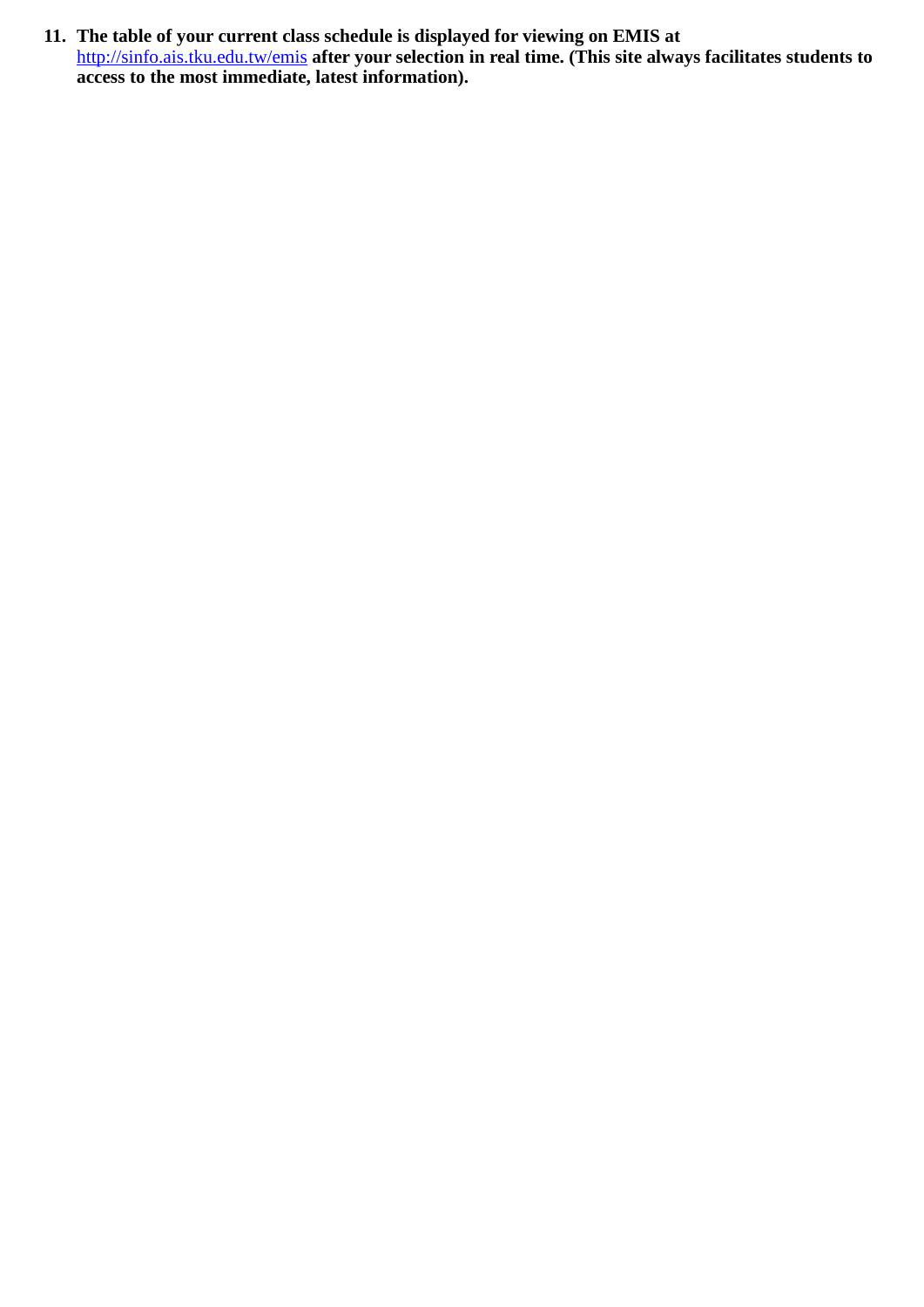11. **The table of your current class schedule is displayed for viewing on EMIS at http://sinfo.ais.tku.edu.tw/emis after your selection in real time. (This site always facilitates students to access to the most immediate, latest information).**